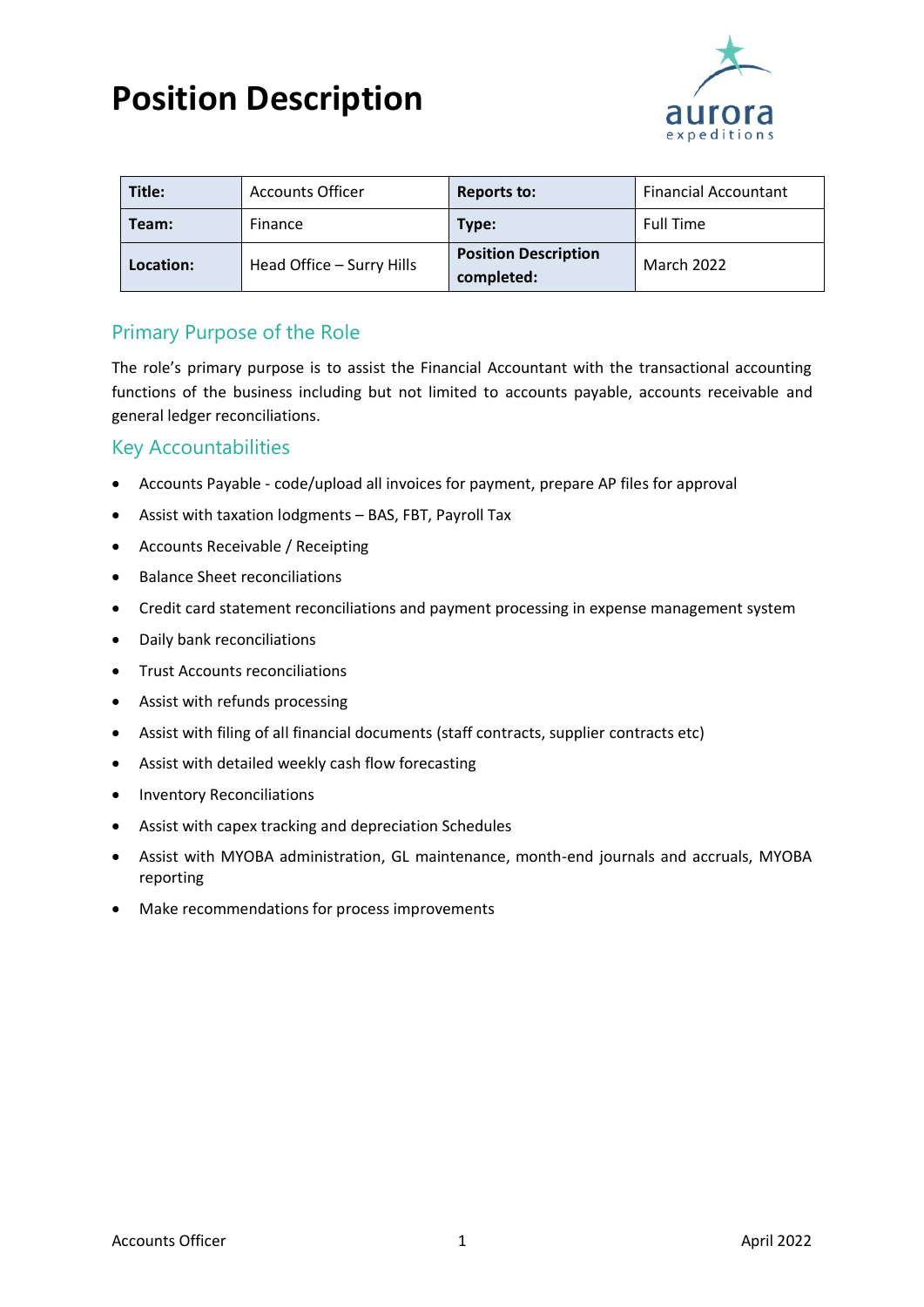# Position Description

| Title: | Accounts Officer | Reports to: | Financial Accountant |
|---|---|---|---|
| Team: | Finance | Type: | Full Time |
| Location: | Head Office – Surry Hills | Position Description completed: | March 2022 |

## Primary Purpose of the Role

The role's primary purpose is to assist the Financial Accountant with the transactional accounting functions of the business including but not limited to accounts payable, accounts receivable and general ledger reconciliations.

## Key Accountabilities

- Accounts Payable - code/upload all invoices for payment, prepare AP files for approval
- Assist with taxation lodgments – BAS, FBT, Payroll Tax
- Accounts Receivable / Receipting
- Balance Sheet reconciliations
- Credit card statement reconciliations and payment processing in expense management system
- Daily bank reconciliations
- Trust Accounts reconciliations
- Assist with refunds processing
- Assist with filing of all financial documents (staff contracts, supplier contracts etc)
- Assist with detailed weekly cash flow forecasting
- Inventory Reconciliations
- Assist with capex tracking and depreciation Schedules
- Assist with MYOBA administration, GL maintenance, month-end journals and accruals, MYOBA reporting
- Make recommendations for process improvements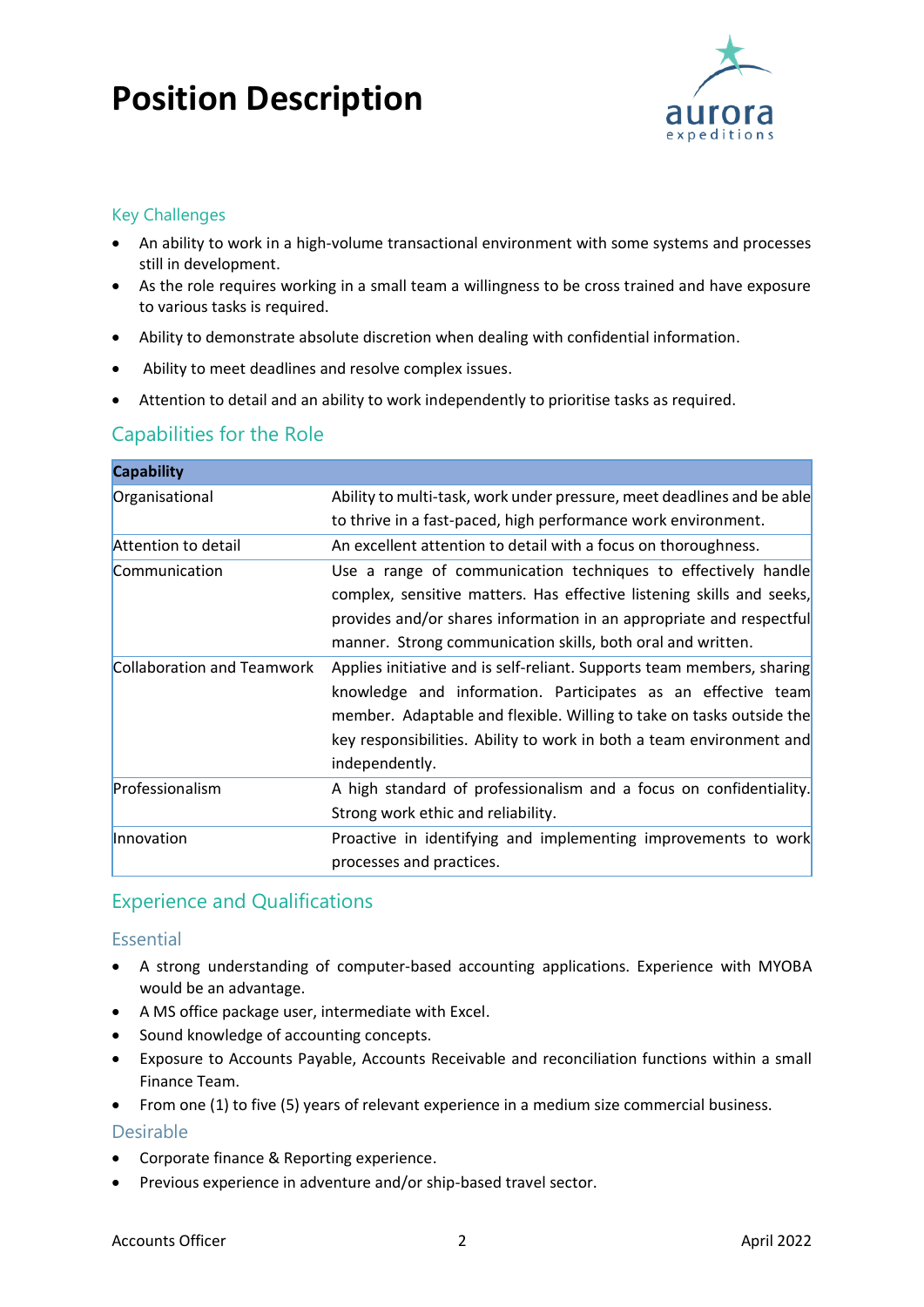# Position Description

### Key Challenges

- An ability to work in a high-volume transactional environment with some systems and processes still in development.
- As the role requires working in a small team a willingness to be cross trained and have exposure to various tasks is required.
- Ability to demonstrate absolute discretion when dealing with confidential information.
- Ability to meet deadlines and resolve complex issues.
- Attention to detail and an ability to work independently to prioritise tasks as required.

## Capabilities for the Role

| Capability | |
|---|---|
| Organisational | Ability to multi-task, work under pressure, meet deadlines and be able to thrive in a fast-paced, high performance work environment. |
| Attention to detail | An excellent attention to detail with a focus on thoroughness. |
| Communication | Use a range of communication techniques to effectively handle complex, sensitive matters. Has effective listening skills and seeks, provides and/or shares information in an appropriate and respectful manner. Strong communication skills, both oral and written. |
| Collaboration and Teamwork | Applies initiative and is self-reliant. Supports team members, sharing knowledge and information. Participates as an effective team member. Adaptable and flexible. Willing to take on tasks outside the key responsibilities. Ability to work in both a team environment and independently. |
| Professionalism | A high standard of professionalism and a focus on confidentiality. Strong work ethic and reliability. |
| Innovation | Proactive in identifying and implementing improvements to work processes and practices. |

## Experience and Qualifications

### Essential

- A strong understanding of computer-based accounting applications. Experience with MYOBA would be an advantage.
- A MS office package user, intermediate with Excel.
- Sound knowledge of accounting concepts.
- Exposure to Accounts Payable, Accounts Receivable and reconciliation functions within a small Finance Team.
- From one (1) to five (5) years of relevant experience in a medium size commercial business.

### Desirable

- Corporate finance & Reporting experience.
- Previous experience in adventure and/or ship-based travel sector.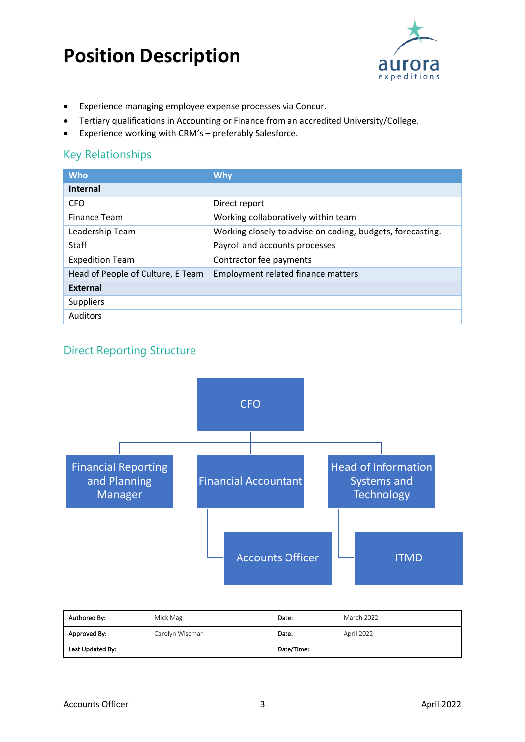# Position Description

- Experience managing employee expense processes via Concur.
- Tertiary qualifications in Accounting or Finance from an accredited University/College.
- Experience working with CRM's – preferably Salesforce.

## Key Relationships

| Who | Why |
|---|---|
| **Internal** | |
| CFO | Direct report |
| Finance Team | Working collaboratively within team |
| Leadership Team | Working closely to advise on coding, budgets, forecasting. |
| Staff | Payroll and accounts processes |
| Expedition Team | Contractor fee payments |
| Head of People of Culture, E Team | Employment related finance matters |
| **External** | |
| Suppliers | |
| Auditors | |

## Direct Reporting Structure

CFO

Financial Reporting and Planning Manager

Financial Accountant

Head of Information Systems and Technology

Accounts Officer

ITMD

| | | | |
|---|---|---|---|
| **Authored By:** | Mick Mag | **Date:** | March 2022 |
| **Approved By:** | Carolyn Wiseman | **Date:** | April 2022 |
| **Last Updated By:** | | **Date/Time:** | |